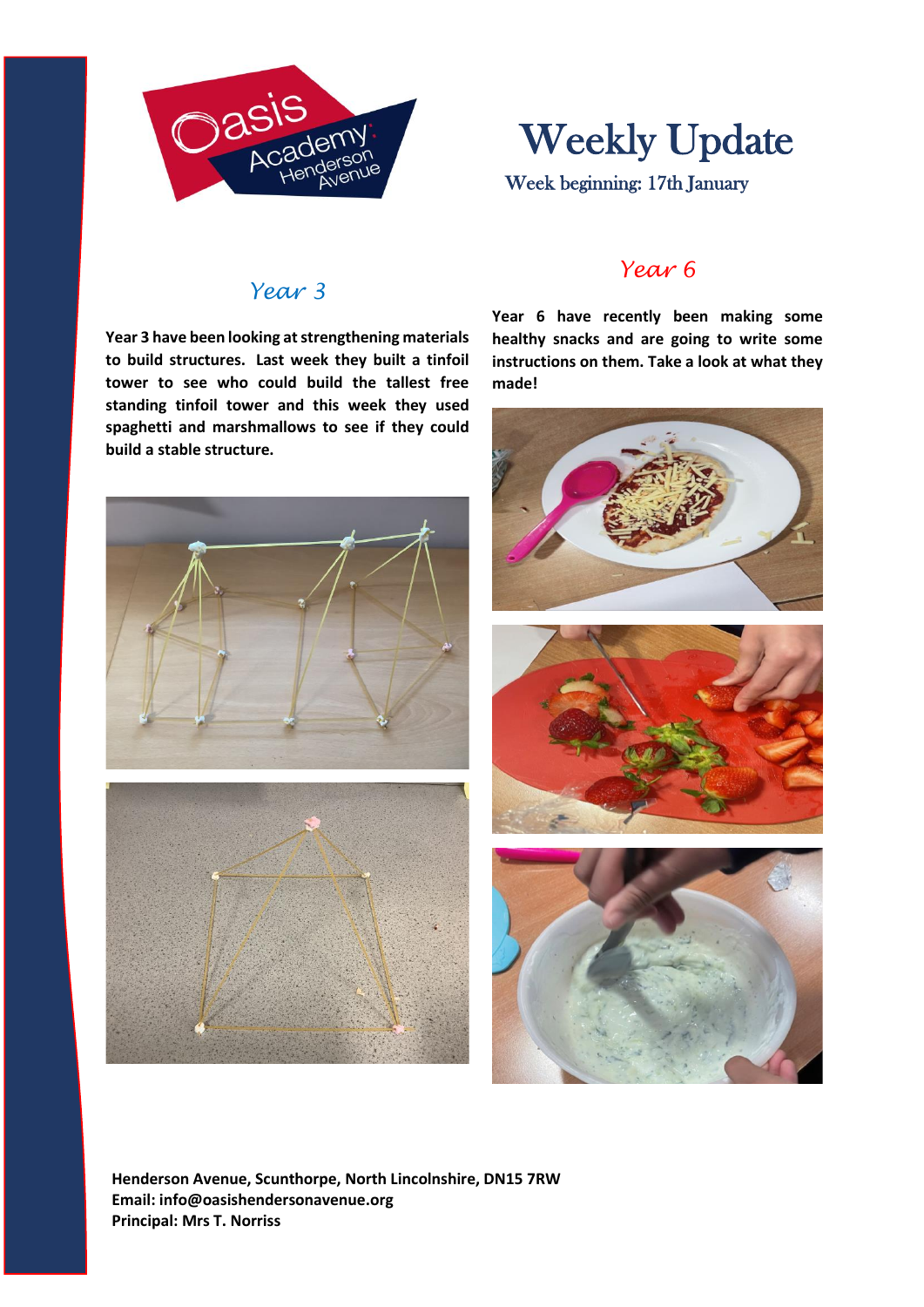# Weekly Update

Week beginning: 17th January

## *Year 3*

**Year 3 have been looking at strengthening materials to build structures. Last week they built a tinfoil tower to see who could build the tallest free standing tinfoil tower and this week they used spaghetti and marshmallows to see if they could build a stable structure.**

## *Year 6*

**Year 6 have recently been making some healthy snacks and are going to write some instructions on them. Take a look at what they made!**

**Henderson Avenue, Scunthorpe, North Lincolnshire, DN15 7RW**
**Email: info@oasishendersonavenue.org**
**Principal: Mrs T. Norriss**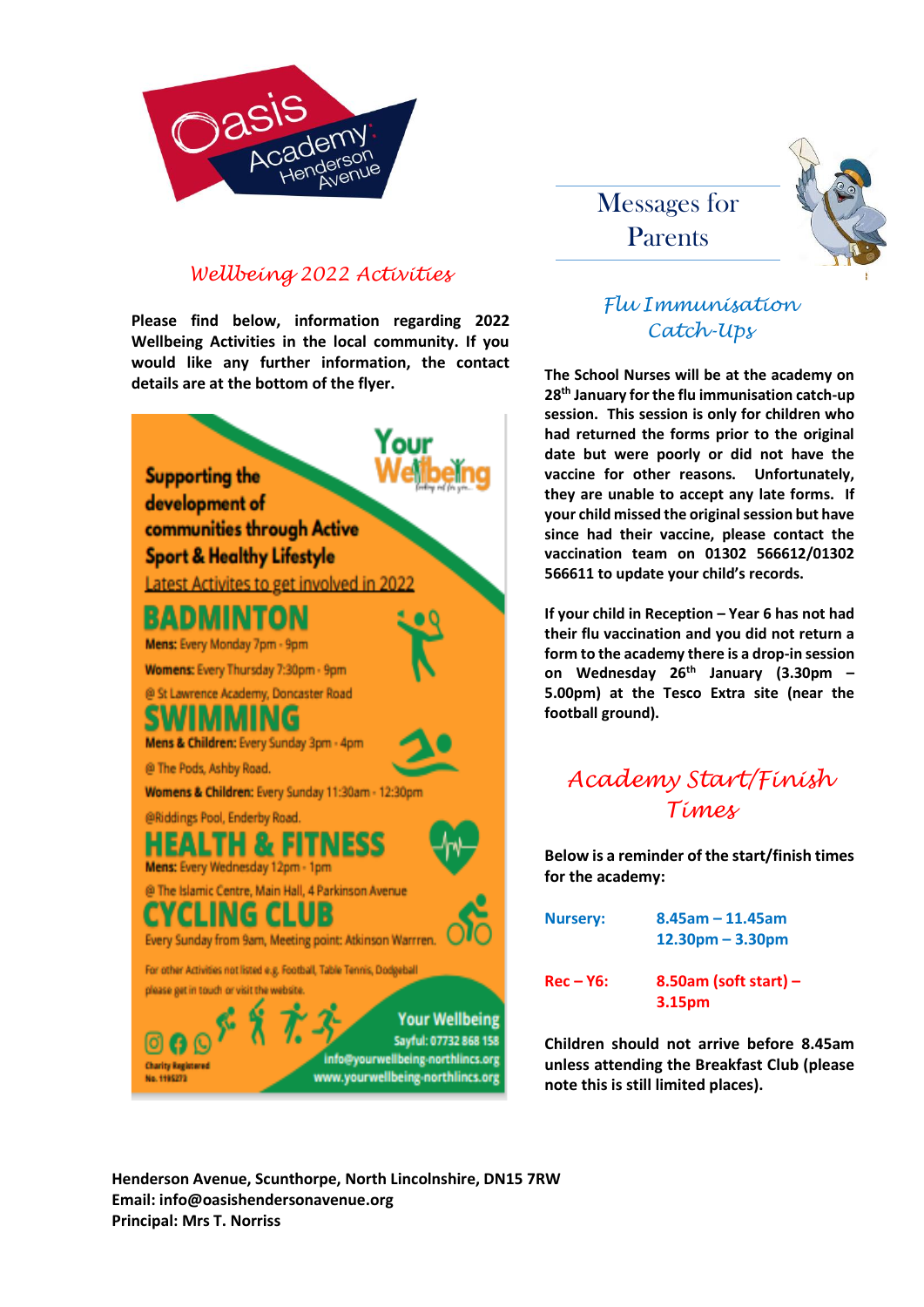# Messages for Parents

## Wellbeing 2022 Activities

**Please find below, information regarding 2022 Wellbeing Activities in the local community. If you would like any further information, the contact details are at the bottom of the flyer.**

**Your Wellbeing**

**Supporting the development of communities through Active Sport & Healthy Lifestyle**

Latest Activites to get involved in 2022

**BADMINTON**

**Mens:** Every Monday 7pm - 9pm

**Womens:** Every Thursday 7:30pm - 9pm

@ St Lawrence Academy, Doncaster Road

**SWIMMING**

**Mens & Children:** Every Sunday 3pm - 4pm

@ The Pods, Ashby Road.

**Womens & Children:** Every Sunday 11:30am - 12:30pm

@Riddings Pool, Enderby Road.

**HEALTH & FITNESS**

**Mens:** Every Wednesday 12pm - 1pm

@ The Islamic Centre, Main Hall, 4 Parkinson Avenue

**CYCLING CLUB**

Every Sunday from 9am, Meeting point: Atkinson Warrren.

For other Activities not listed e.g. Football, Table Tennis, Dodgeball please get in touch or visit the website.

Charity Registered No. 1195273

**Your Wellbeing**
Sayful: 07732 868 158
info@yourwellbeing-northlincs.org
www.yourwellbeing-northlincs.org

## Flu Immunisation Catch-Ups

**The School Nurses will be at the academy on 28th January for the flu immunisation catch-up session. This session is only for children who had returned the forms prior to the original date but were poorly or did not have the vaccine for other reasons. Unfortunately, they are unable to accept any late forms. If your child missed the original session but have since had their vaccine, please contact the vaccination team on 01302 566612/01302 566611 to update your child's records.**

**If your child in Reception – Year 6 has not had their flu vaccination and you did not return a form to the academy there is a drop-in session on Wednesday 26th January (3.30pm – 5.00pm) at the Tesco Extra site (near the football ground).**

## Academy Start/Finish Times

**Below is a reminder of the start/finish times for the academy:**

| | |
|---|---|
| **Nursery:** | **8.45am – 11.45am** **12.30pm – 3.30pm** |
| **Rec – Y6:** | **8.50am (soft start) – 3.15pm** |

**Children should not arrive before 8.45am unless attending the Breakfast Club (please note this is still limited places).**

**Henderson Avenue, Scunthorpe, North Lincolnshire, DN15 7RW**
**Email: info@oasishendersonavenue.org**
**Principal: Mrs T. Norriss**